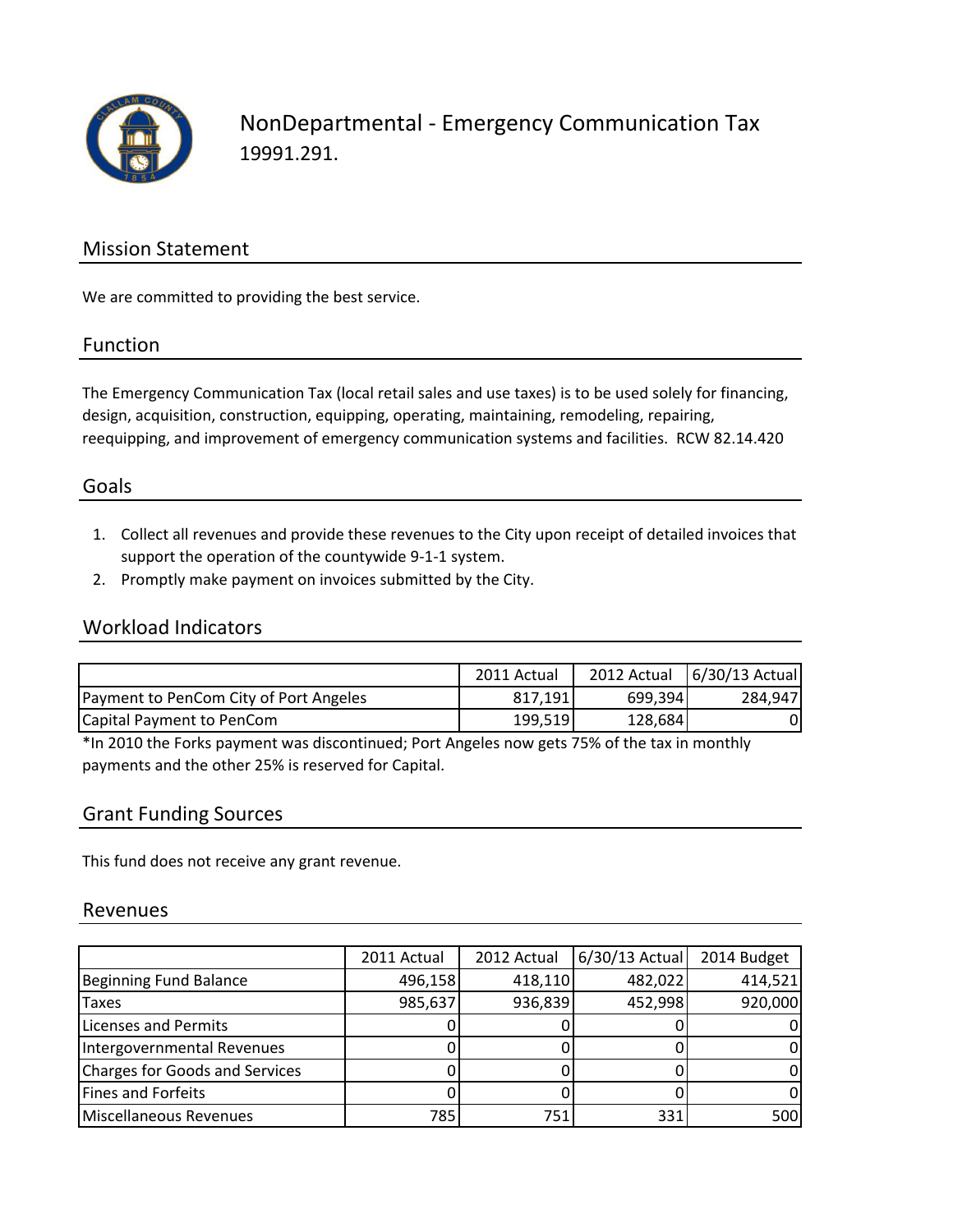# NonDepartmental - Emergency Communication Tax

19991.291.

## Mission Statement

We are committed to providing the best service.

## Function

The Emergency Communication Tax (local retail sales and use taxes) is to be used solely for financing, design, acquisition, construction, equipping, operating, maintaining, remodeling, repairing, reequipping, and improvement of emergency communication systems and facilities. RCW 82.14.420

## Goals

1. Collect all revenues and provide these revenues to the City upon receipt of detailed invoices that support the operation of the countywide 9-1-1 system.
2. Promptly make payment on invoices submitted by the City.

## Workload Indicators

| | 2011 Actual | 2012 Actual | 6/30/13 Actual |
|---|---|---|---|
| Payment to PenCom City of Port Angeles | 817,191 | 699,394 | 284,947 |
| Capital Payment to PenCom | 199,519 | 128,684 | 0 |

*In 2010 the Forks payment was discontinued; Port Angeles now gets 75% of the tax in monthly payments and the other 25% is reserved for Capital.

## Grant Funding Sources

This fund does not receive any grant revenue.

## Revenues

| | 2011 Actual | 2012 Actual | 6/30/13 Actual | 2014 Budget |
|---|---|---|---|---|
| Beginning Fund Balance | 496,158 | 418,110 | 482,022 | 414,521 |
| Taxes | 985,637 | 936,839 | 452,998 | 920,000 |
| Licenses and Permits | 0 | 0 | 0 | 0 |
| Intergovernmental Revenues | 0 | 0 | 0 | 0 |
| Charges for Goods and Services | 0 | 0 | 0 | 0 |
| Fines and Forfeits | 0 | 0 | 0 | 0 |
| Miscellaneous Revenues | 785 | 751 | 331 | 500 |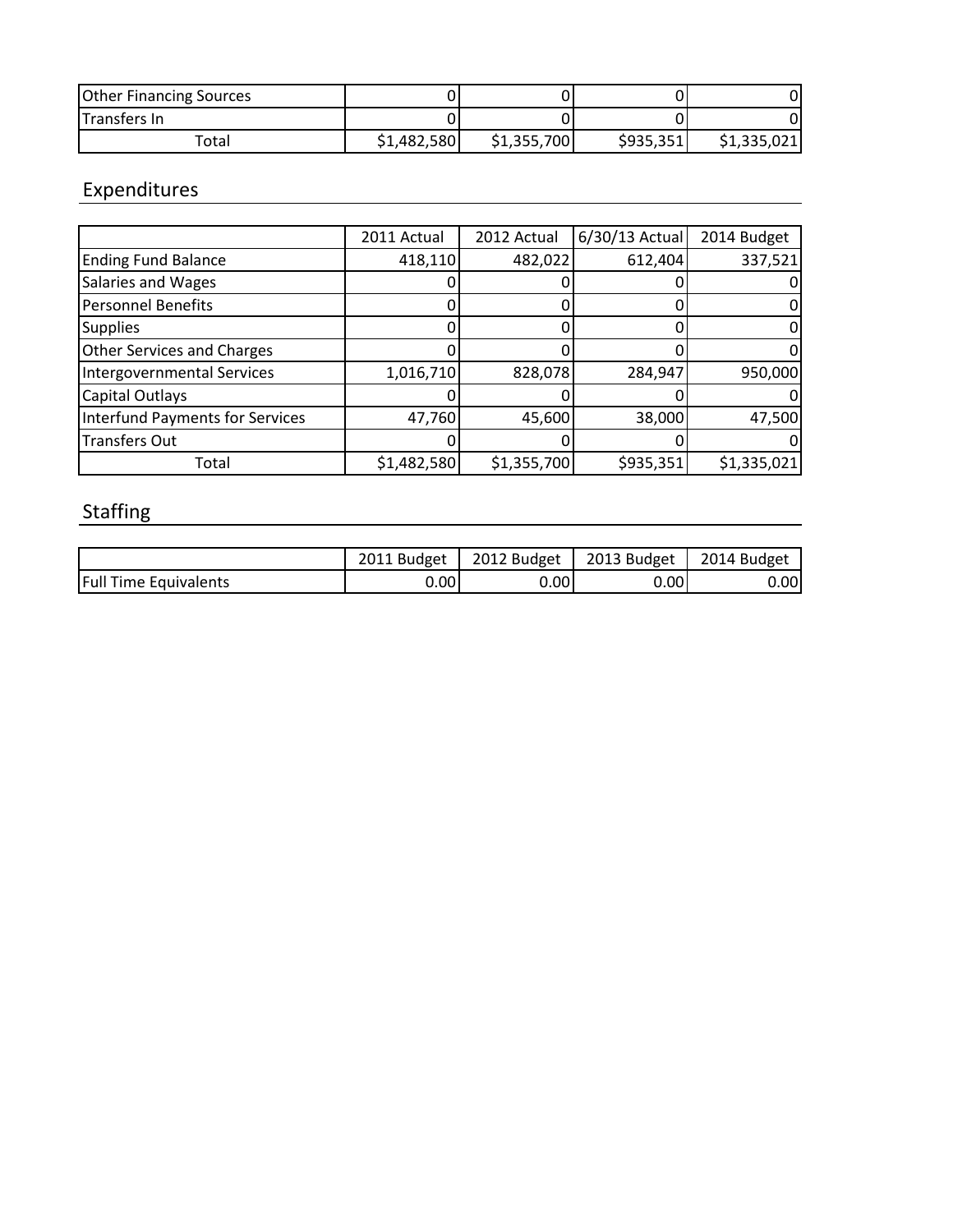| | | | | |
|---|---|---|---|---|
| Other Financing Sources | 0 | 0 | 0 | 0 |
| Transfers In | 0 | 0 | 0 | 0 |
| Total | $1,482,580 | $1,355,700 | $935,351 | $1,335,021 |

## Expenditures

| | 2011 Actual | 2012 Actual | 6/30/13 Actual | 2014 Budget |
|---|---|---|---|---|
| Ending Fund Balance | 418,110 | 482,022 | 612,404 | 337,521 |
| Salaries and Wages | 0 | 0 | 0 | 0 |
| Personnel Benefits | 0 | 0 | 0 | 0 |
| Supplies | 0 | 0 | 0 | 0 |
| Other Services and Charges | 0 | 0 | 0 | 0 |
| Intergovernmental Services | 1,016,710 | 828,078 | 284,947 | 950,000 |
| Capital Outlays | 0 | 0 | 0 | 0 |
| Interfund Payments for Services | 47,760 | 45,600 | 38,000 | 47,500 |
| Transfers Out | 0 | 0 | 0 | 0 |
| Total | $1,482,580 | $1,355,700 | $935,351 | $1,335,021 |

## Staffing

| | 2011 Budget | 2012 Budget | 2013 Budget | 2014 Budget |
|---|---|---|---|---|
| Full Time Equivalents | 0.00 | 0.00 | 0.00 | 0.00 |